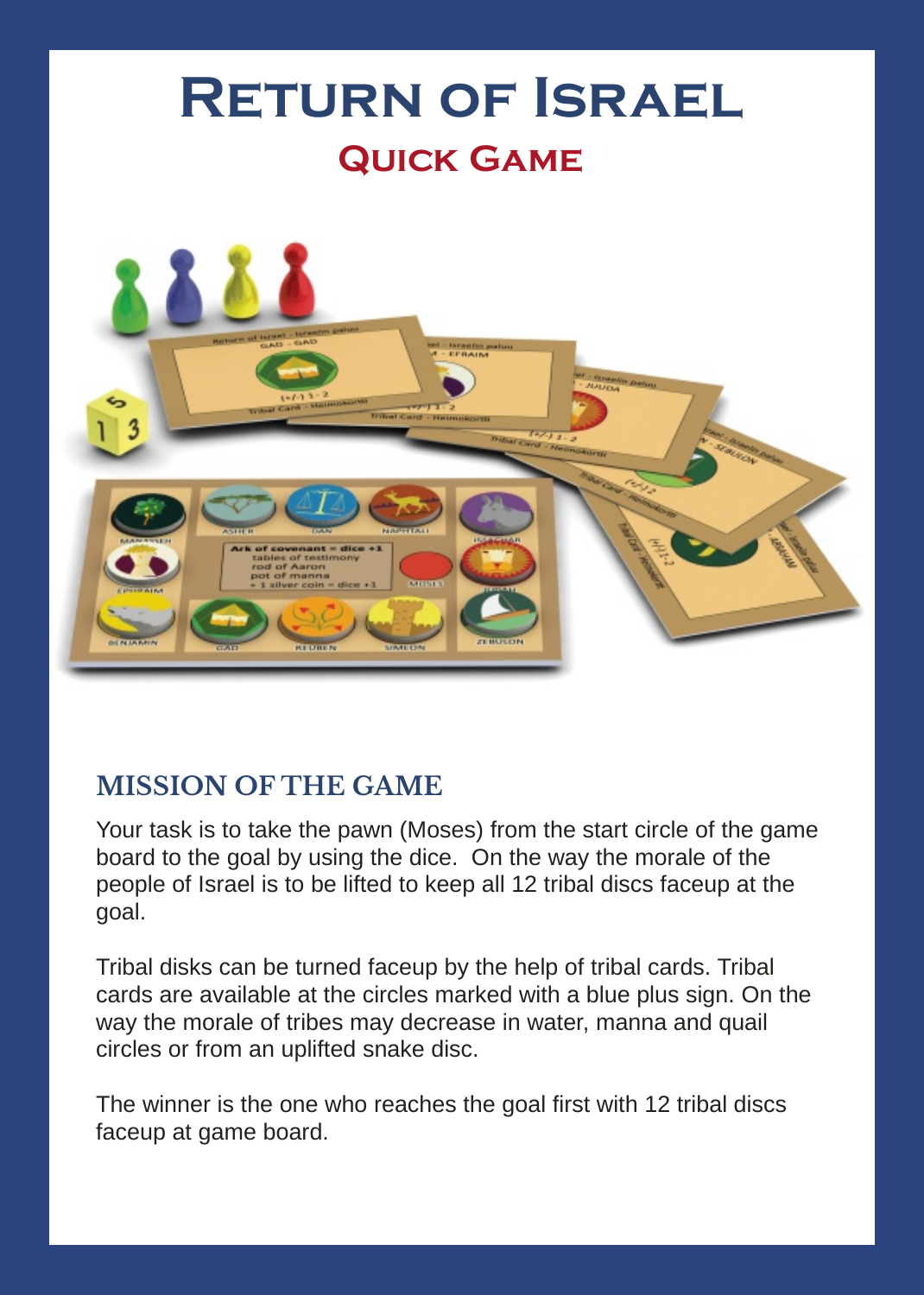# Return of Israel

## Quick Game

### MISSION OF THE GAME

Your task is to take the pawn (Moses) from the start circle of the game board to the goal by using the dice. On the way the morale of the people of Israel is to be lifted to keep all 12 tribal discs faceup at the goal.

Tribal disks can be turned faceup by the help of tribal cards. Tribal cards are available at the circles marked with a blue plus sign. On the way the morale of tribes may decrease in water, manna and quail circles or from an uplifted snake disc.

The winner is the one who reaches the goal first with 12 tribal discs faceup at game board.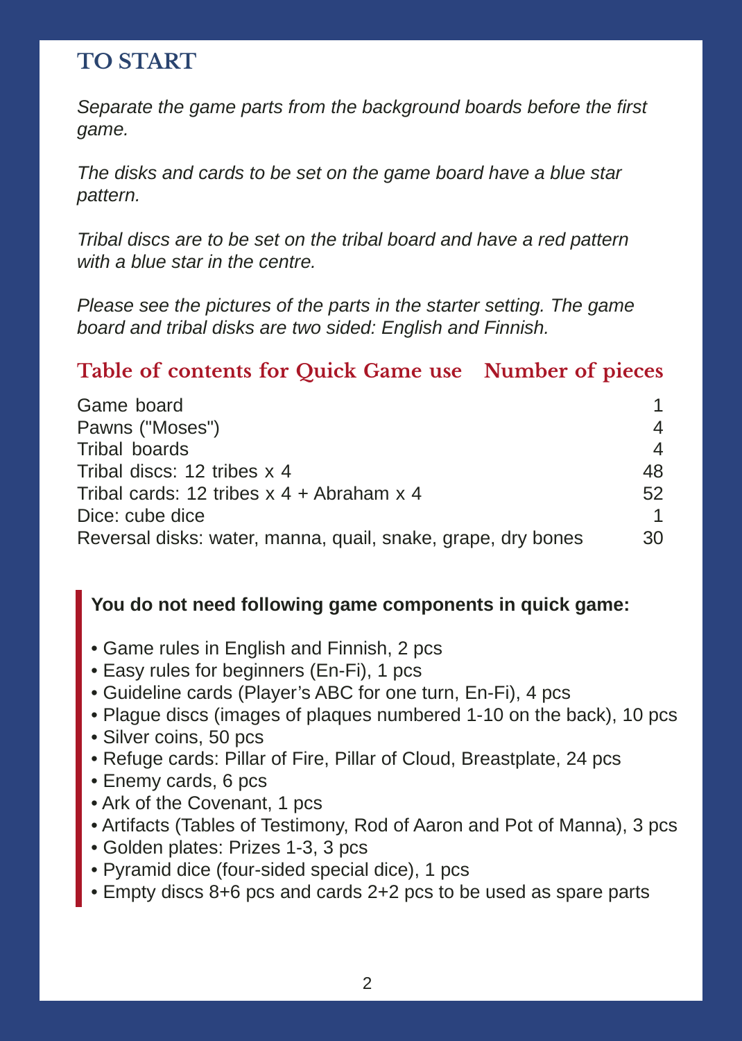## TO START

*Separate the game parts from the background boards before the first game.*

*The disks and cards to be set on the game board have a blue star pattern.*

*Tribal discs are to be set on the tribal board and have a red pattern with a blue star in the centre.*

*Please see the pictures of the parts in the starter setting. The game board and tribal disks are two sided: English and Finnish.*

| Table of contents for Quick Game use | Number of pieces |
|---|---|
| Game board | 1 |
| Pawns ("Moses") | 4 |
| Tribal boards | 4 |
| Tribal discs: 12 tribes x 4 | 48 |
| Tribal cards: 12 tribes x 4 + Abraham x 4 | 52 |
| Dice: cube dice | 1 |
| Reversal disks: water, manna, quail, snake, grape, dry bones | 30 |

**You do not need following game components in quick game:**

- Game rules in English and Finnish, 2 pcs
- Easy rules for beginners (En-Fi), 1 pcs
- Guideline cards (Player's ABC for one turn, En-Fi), 4 pcs
- Plague discs (images of plaques numbered 1-10 on the back), 10 pcs
- Silver coins, 50 pcs
- Refuge cards: Pillar of Fire, Pillar of Cloud, Breastplate, 24 pcs
- Enemy cards, 6 pcs
- Ark of the Covenant, 1 pcs
- Artifacts (Tables of Testimony, Rod of Aaron and Pot of Manna), 3 pcs
- Golden plates: Prizes 1-3, 3 pcs
- Pyramid dice (four-sided special dice), 1 pcs
- Empty discs 8+6 pcs and cards 2+2 pcs to be used as spare parts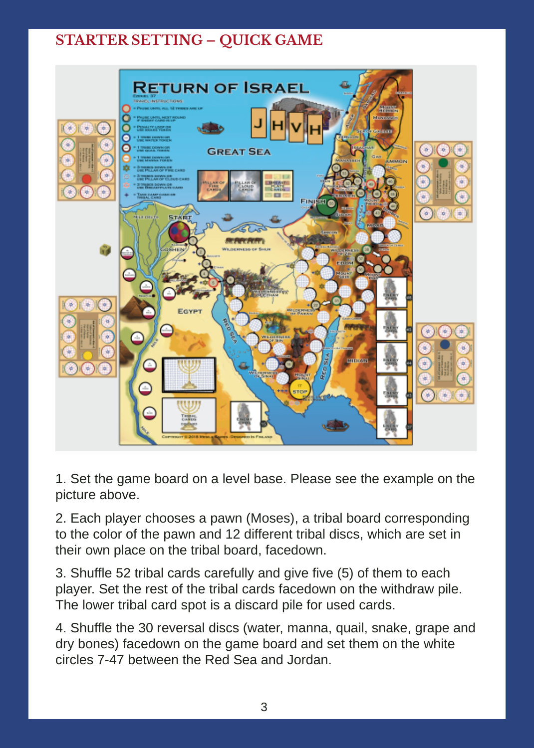## STARTER SETTING – QUICK GAME

1. Set the game board on a level base. Please see the example on the picture above.

2. Each player chooses a pawn (Moses), a tribal board corresponding to the color of the pawn and 12 different tribal discs, which are set in their own place on the tribal board, facedown.

3. Shuffle 52 tribal cards carefully and give five (5) of them to each player. Set the rest of the tribal cards facedown on the withdraw pile. The lower tribal card spot is a discard pile for used cards.

4. Shuffle the 30 reversal discs (water, manna, quail, snake, grape and dry bones) facedown on the game board and set them on the white circles 7-47 between the Red Sea and Jordan.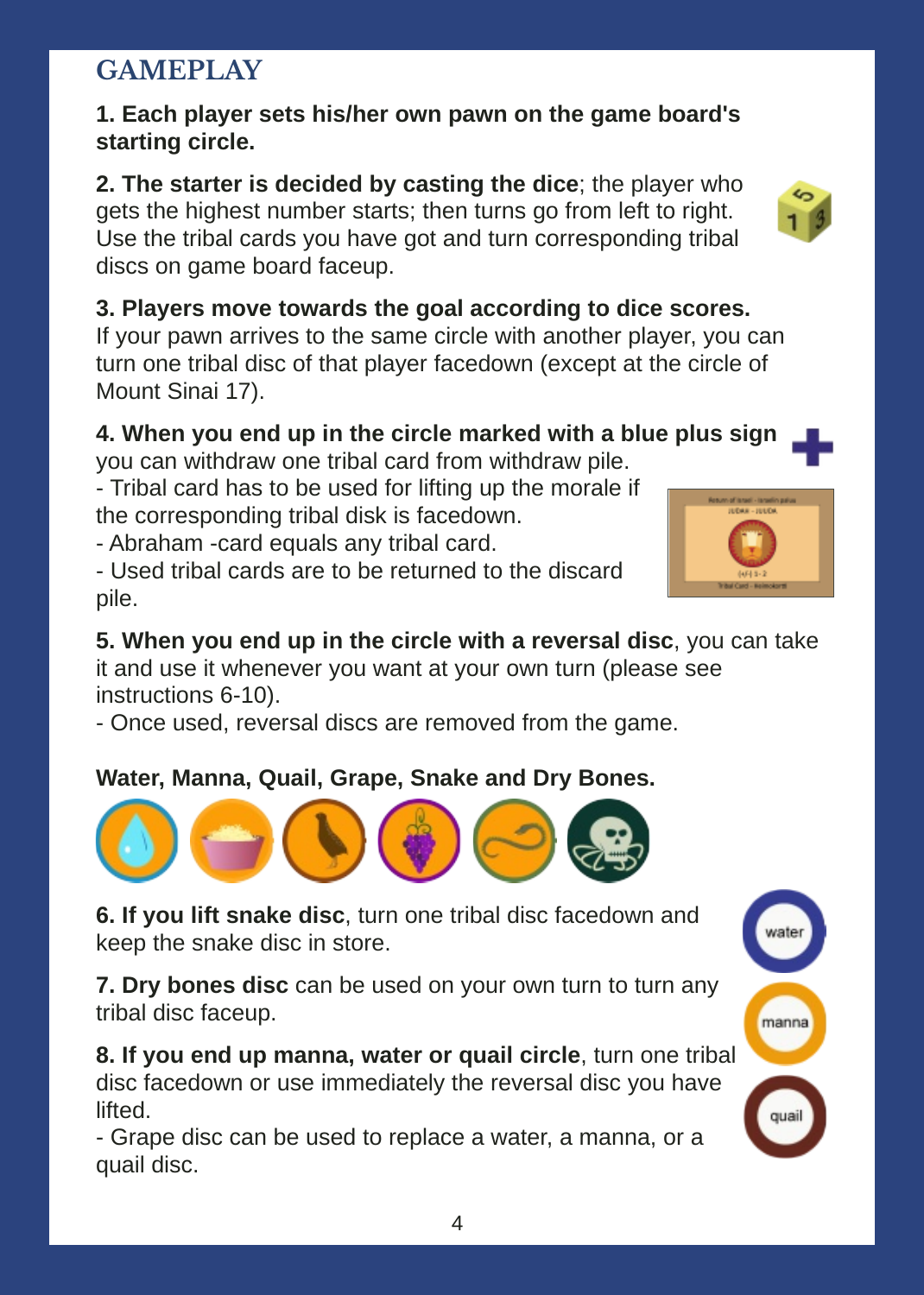## GAMEPLAY

**1. Each player sets his/her own pawn on the game board's starting circle.**

**2. The starter is decided by casting the dice**; the player who gets the highest number starts; then turns go from left to right. Use the tribal cards you have got and turn corresponding tribal discs on game board faceup.

**3. Players move towards the goal according to dice scores.** If your pawn arrives to the same circle with another player, you can turn one tribal disc of that player facedown (except at the circle of Mount Sinai 17).

**4. When you end up in the circle marked with a blue plus sign** you can withdraw one tribal card from withdraw pile.
- Tribal card has to be used for lifting up the morale if the corresponding tribal disk is facedown.
- Abraham -card equals any tribal card.
- Used tribal cards are to be returned to the discard pile.

**5. When you end up in the circle with a reversal disc**, you can take it and use it whenever you want at your own turn (please see instructions 6-10).
- Once used, reversal discs are removed from the game.

**Water, Manna, Quail, Grape, Snake and Dry Bones.**

**6. If you lift snake disc**, turn one tribal disc facedown and keep the snake disc in store.

**7. Dry bones disc** can be used on your own turn to turn any tribal disc faceup.

**8. If you end up manna, water or quail circle**, turn one tribal disc facedown or use immediately the reversal disc you have lifted.
- Grape disc can be used to replace a water, a manna, or a quail disc.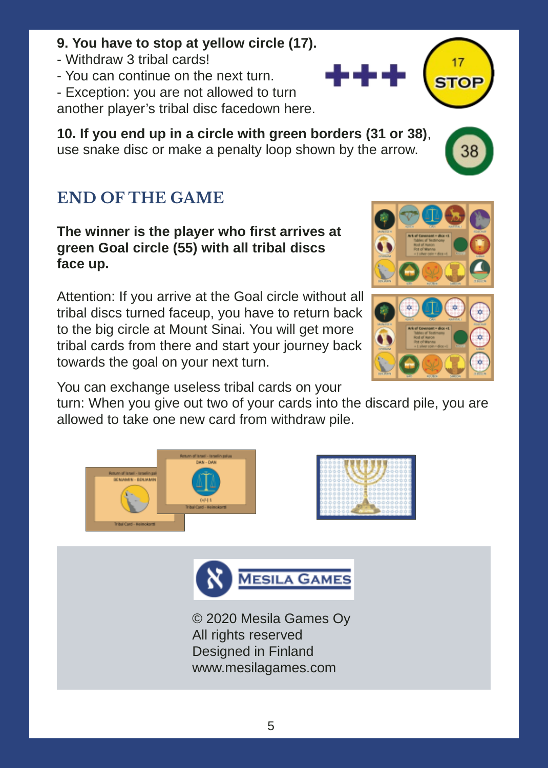**9. You have to stop at yellow circle (17).**
- Withdraw 3 tribal cards!
- You can continue on the next turn.
- Exception: you are not allowed to turn another player's tribal disc facedown here.

**10. If you end up in a circle with green borders (31 or 38)**, use snake disc or make a penalty loop shown by the arrow.

## END OF THE GAME

**The winner is the player who first arrives at green Goal circle (55) with all tribal discs face up.**

Attention: If you arrive at the Goal circle without all tribal discs turned faceup, you have to return back to the big circle at Mount Sinai. You will get more tribal cards from there and start your journey back towards the goal on your next turn.

You can exchange useless tribal cards on your turn: When you give out two of your cards into the discard pile, you are allowed to take one new card from withdraw pile.

MESILA GAMES

© 2020 Mesila Games Oy
All rights reserved
Designed in Finland
www.mesilagames.com